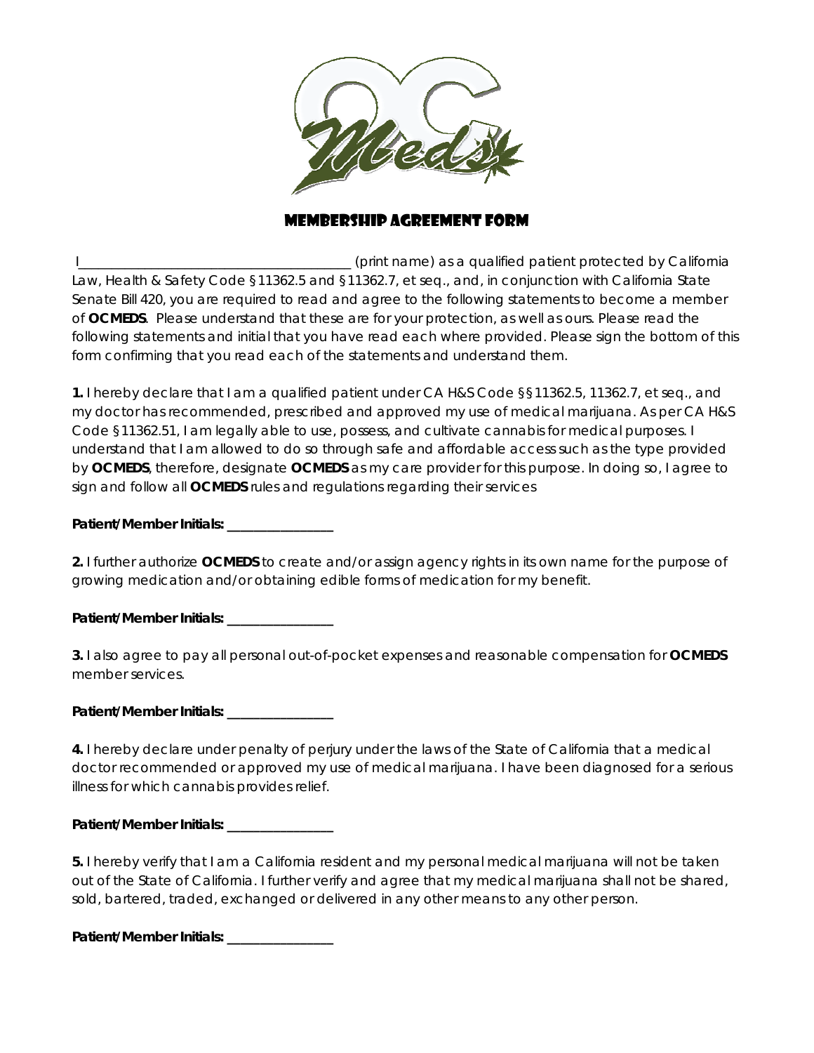# Membership Agreement Form

I_______________________________________ (print name) as a qualified patient protected by California Law, Health & Safety Code §11362.5 and §11362.7, et seq., and, in conjunction with California State Senate Bill 420, you are required to read and agree to the following statements to become a member of **OCMEDS**. Please understand that these are for your protection, as well as ours. Please read the following statements and initial that you have read each where provided. Please sign the bottom of this form confirming that you read each of the statements and understand them.

**1.** I hereby declare that I am a qualified patient under CA H&S Code §§11362.5, 11362.7, et seq., and my doctor has recommended, prescribed and approved my use of medical marijuana. As per CA H&S Code §11362.51, I am legally able to use, possess, and cultivate cannabis for medical purposes. I understand that I am allowed to do so through safe and affordable access such as the type provided by **OCMEDS**, therefore, designate **OCMEDS** as my care provider for this purpose. In doing so, I agree to sign and follow all **OCMEDS** rules and regulations regarding their services

**Patient/Member Initials:** _______________

**2.** I further authorize **OCMEDS** to create and/or assign agency rights in its own name for the purpose of growing medication and/or obtaining edible forms of medication for my benefit.

**Patient/Member Initials:** _______________

**3.** I also agree to pay all personal out-of-pocket expenses and reasonable compensation for **OCMEDS** member services.

**Patient/Member Initials:** _______________

**4.** I hereby declare under penalty of perjury under the laws of the State of California that a medical doctor recommended or approved my use of medical marijuana. I have been diagnosed for a serious illness for which cannabis provides relief.

**Patient/Member Initials:** _______________

**5.** I hereby verify that I am a California resident and my personal medical marijuana will not be taken out of the State of California. I further verify and agree that my medical marijuana shall not be shared, sold, bartered, traded, exchanged or delivered in any other means to any other person.

**Patient/Member Initials:** _______________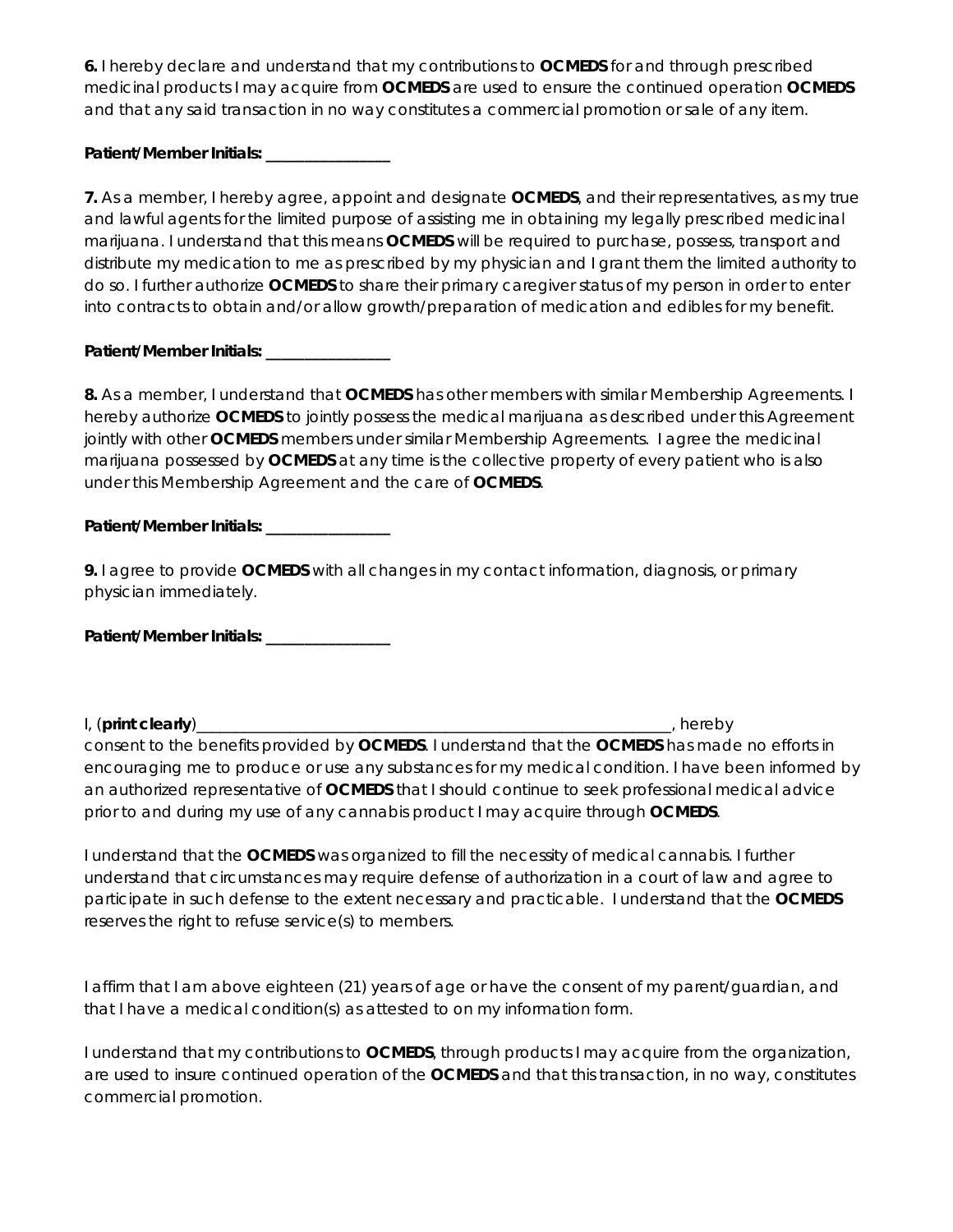**6.** I hereby declare and understand that my contributions to **OCMEDS** for and through prescribed medicinal products I may acquire from **OCMEDS** are used to ensure the continued operation **OCMEDS** and that any said transaction in no way constitutes a commercial promotion or sale of any item.

**Patient/Member Initials: _______________**

**7.** As a member, I hereby agree, appoint and designate **OCMEDS**, and their representatives, as my true and lawful agents for the limited purpose of assisting me in obtaining my legally prescribed medicinal marijuana. I understand that this means **OCMEDS** will be required to purchase, possess, transport and distribute my medication to me as prescribed by my physician and I grant them the limited authority to do so. I further authorize **OCMEDS** to share their primary caregiver status of my person in order to enter into contracts to obtain and/or allow growth/preparation of medication and edibles for my benefit.

**Patient/Member Initials: _______________**

**8.** As a member, I understand that **OCMEDS** has other members with similar Membership Agreements. I hereby authorize **OCMEDS** to jointly possess the medical marijuana as described under this Agreement jointly with other **OCMEDS** members under similar Membership Agreements. I agree the medicinal marijuana possessed by **OCMEDS** at any time is the collective property of every patient who is also under this Membership Agreement and the care of **OCMEDS**.

**Patient/Member Initials: _______________**

**9.** I agree to provide **OCMEDS** with all changes in my contact information, diagnosis, or primary physician immediately.

**Patient/Member Initials: _______________**

I, (**print clearly**)_____________________________________________________________, hereby consent to the benefits provided by **OCMEDS**. I understand that the **OCMEDS** has made no efforts in encouraging me to produce or use any substances for my medical condition. I have been informed by an authorized representative of **OCMEDS** that I should continue to seek professional medical advice prior to and during my use of any cannabis product I may acquire through **OCMEDS**.

I understand that the **OCMEDS** was organized to fill the necessity of medical cannabis. I further understand that circumstances may require defense of authorization in a court of law and agree to participate in such defense to the extent necessary and practicable. I understand that the **OCMEDS** reserves the right to refuse service(s) to members.

I affirm that I am above eighteen (21) years of age or have the consent of my parent/guardian, and that I have a medical condition(s) as attested to on my information form.

I understand that my contributions to **OCMEDS**, through products I may acquire from the organization, are used to insure continued operation of the **OCMEDS** and that this transaction, in no way, constitutes commercial promotion.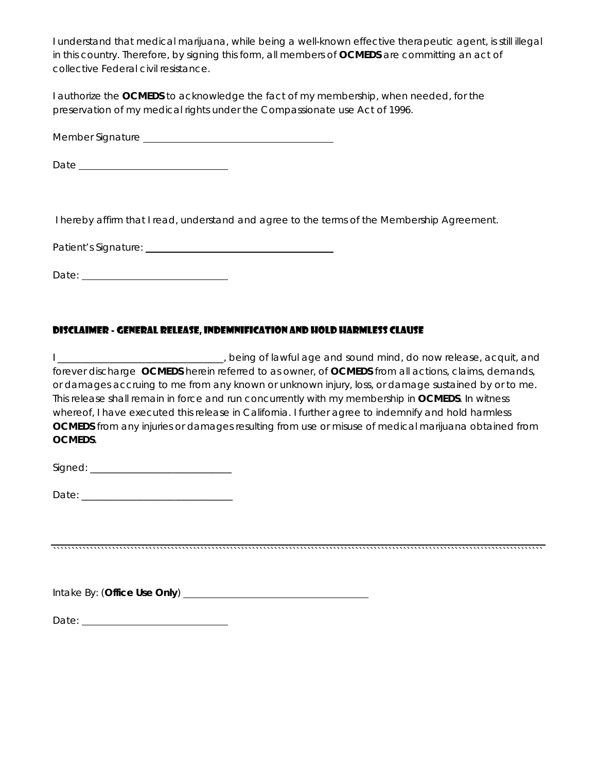I understand that medical marijuana, while being a well-known effective therapeutic agent, is still illegal in this country. Therefore, by signing this form, all members of **OCMEDS** are committing an act of collective Federal civil resistance.

I authorize the **OCMEDS** to acknowledge the fact of my membership, when needed, for the preservation of my medical rights under the Compassionate use Act of 1996.

Member Signature ____________________________________

Date ____________________________

I hereby affirm that I read, understand and agree to the terms of the Membership Agreement.

Patient's Signature: ____________________________________

Date: ____________________________

## DISCLAIMER - GENERAL RELEASE, INDEMNIFICATION AND HOLD HARMLESS CLAUSE

I ________________________________, being of lawful age and sound mind, do now release, acquit, and forever discharge **OCMEDS** herein referred to as owner, of **OCMEDS** from all actions, claims, demands, or damages accruing to me from any known or unknown injury, loss, or damage sustained by or to me. This release shall remain in force and run concurrently with my membership in **OCMEDS**. In witness whereof, I have executed this release in California. I further agree to indemnify and hold harmless **OCMEDS** from any injuries or damages resulting from use or misuse of medical marijuana obtained from **OCMEDS**.

Signed: ____________________________

Date: ______________________________

---

Intake By: (**Office Use Only**) ____________________________________

Date: ____________________________